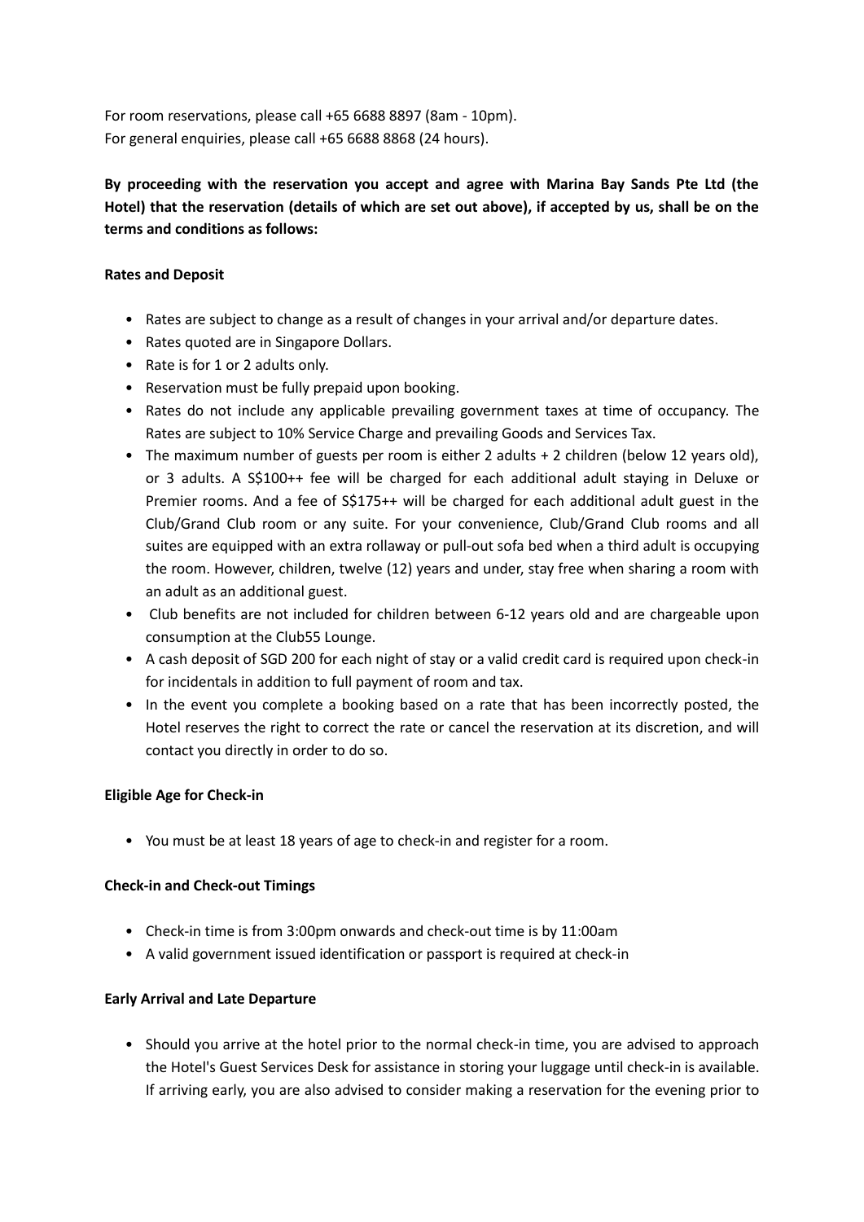For room reservations, please call +65 6688 8897 (8am - 10pm).
For general enquiries, please call +65 6688 8868 (24 hours).

**By proceeding with the reservation you accept and agree with Marina Bay Sands Pte Ltd (the Hotel) that the reservation (details of which are set out above), if accepted by us, shall be on the terms and conditions as follows:**

**Rates and Deposit**

- Rates are subject to change as a result of changes in your arrival and/or departure dates.
- Rates quoted are in Singapore Dollars.
- Rate is for 1 or 2 adults only.
- Reservation must be fully prepaid upon booking.
- Rates do not include any applicable prevailing government taxes at time of occupancy. The Rates are subject to 10% Service Charge and prevailing Goods and Services Tax.
- The maximum number of guests per room is either 2 adults + 2 children (below 12 years old), or 3 adults. A S$100++ fee will be charged for each additional adult staying in Deluxe or Premier rooms. And a fee of S$175++ will be charged for each additional adult guest in the Club/Grand Club room or any suite. For your convenience, Club/Grand Club rooms and all suites are equipped with an extra rollaway or pull-out sofa bed when a third adult is occupying the room. However, children, twelve (12) years and under, stay free when sharing a room with an adult as an additional guest.
- Club benefits are not included for children between 6-12 years old and are chargeable upon consumption at the Club55 Lounge.
- A cash deposit of SGD 200 for each night of stay or a valid credit card is required upon check-in for incidentals in addition to full payment of room and tax.
- In the event you complete a booking based on a rate that has been incorrectly posted, the Hotel reserves the right to correct the rate or cancel the reservation at its discretion, and will contact you directly in order to do so.

**Eligible Age for Check-in**

- You must be at least 18 years of age to check-in and register for a room.

**Check-in and Check-out Timings**

- Check-in time is from 3:00pm onwards and check-out time is by 11:00am
- A valid government issued identification or passport is required at check-in

**Early Arrival and Late Departure**

- Should you arrive at the hotel prior to the normal check-in time, you are advised to approach the Hotel's Guest Services Desk for assistance in storing your luggage until check-in is available. If arriving early, you are also advised to consider making a reservation for the evening prior to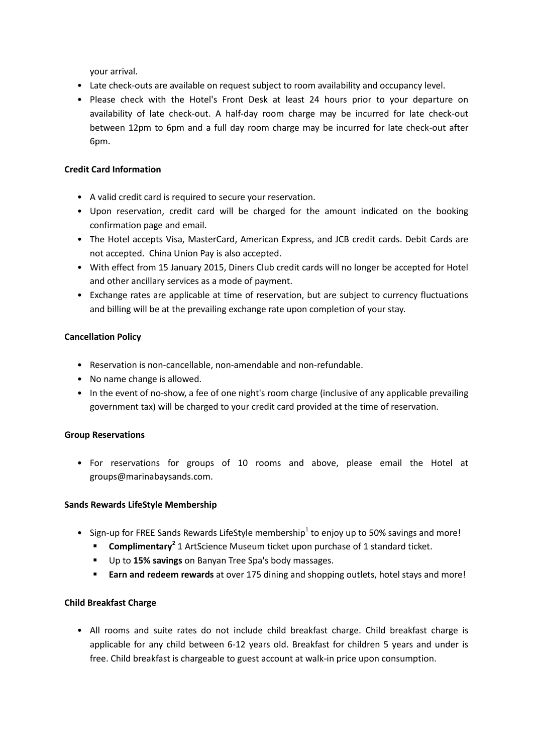your arrival.

- Late check-outs are available on request subject to room availability and occupancy level.
- Please check with the Hotel's Front Desk at least 24 hours prior to your departure on availability of late check-out. A half-day room charge may be incurred for late check-out between 12pm to 6pm and a full day room charge may be incurred for late check-out after 6pm.

**Credit Card Information**

- A valid credit card is required to secure your reservation.
- Upon reservation, credit card will be charged for the amount indicated on the booking confirmation page and email.
- The Hotel accepts Visa, MasterCard, American Express, and JCB credit cards. Debit Cards are not accepted. China Union Pay is also accepted.
- With effect from 15 January 2015, Diners Club credit cards will no longer be accepted for Hotel and other ancillary services as a mode of payment.
- Exchange rates are applicable at time of reservation, but are subject to currency fluctuations and billing will be at the prevailing exchange rate upon completion of your stay.

**Cancellation Policy**

- Reservation is non-cancellable, non-amendable and non-refundable.
- No name change is allowed.
- In the event of no-show, a fee of one night's room charge (inclusive of any applicable prevailing government tax) will be charged to your credit card provided at the time of reservation.

**Group Reservations**

- For reservations for groups of 10 rooms and above, please email the Hotel at groups@marinabaysands.com.

**Sands Rewards LifeStyle Membership**

- Sign-up for FREE Sands Rewards LifeStyle membership[1] to enjoy up to 50% savings and more!
  - **Complimentary[2]** 1 ArtScience Museum ticket upon purchase of 1 standard ticket.
  - Up to **15% savings** on Banyan Tree Spa's body massages.
  - **Earn and redeem rewards** at over 175 dining and shopping outlets, hotel stays and more!

**Child Breakfast Charge**

- All rooms and suite rates do not include child breakfast charge. Child breakfast charge is applicable for any child between 6-12 years old. Breakfast for children 5 years and under is free. Child breakfast is chargeable to guest account at walk-in price upon consumption.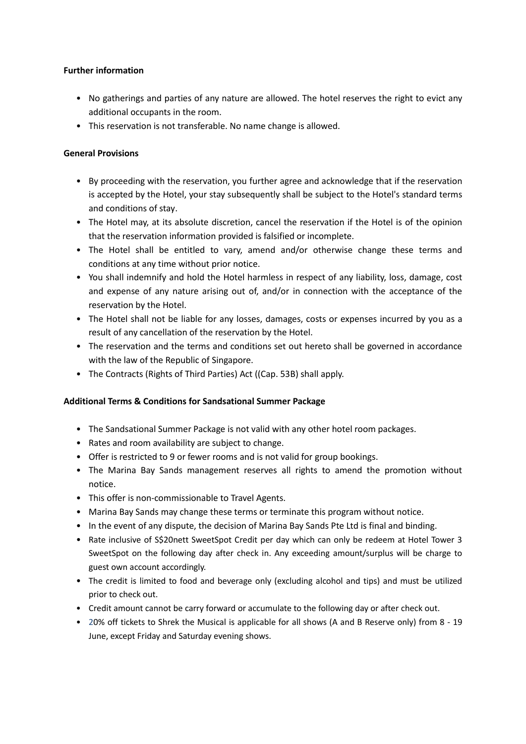**Further information**

- No gatherings and parties of any nature are allowed. The hotel reserves the right to evict any additional occupants in the room.
- This reservation is not transferable. No name change is allowed.

**General Provisions**

- By proceeding with the reservation, you further agree and acknowledge that if the reservation is accepted by the Hotel, your stay subsequently shall be subject to the Hotel's standard terms and conditions of stay.
- The Hotel may, at its absolute discretion, cancel the reservation if the Hotel is of the opinion that the reservation information provided is falsified or incomplete.
- The Hotel shall be entitled to vary, amend and/or otherwise change these terms and conditions at any time without prior notice.
- You shall indemnify and hold the Hotel harmless in respect of any liability, loss, damage, cost and expense of any nature arising out of, and/or in connection with the acceptance of the reservation by the Hotel.
- The Hotel shall not be liable for any losses, damages, costs or expenses incurred by you as a result of any cancellation of the reservation by the Hotel.
- The reservation and the terms and conditions set out hereto shall be governed in accordance with the law of the Republic of Singapore.
- The Contracts (Rights of Third Parties) Act ((Cap. 53B) shall apply.

**Additional Terms & Conditions for Sandsational Summer Package**

- The Sandsational Summer Package is not valid with any other hotel room packages.
- Rates and room availability are subject to change.
- Offer is restricted to 9 or fewer rooms and is not valid for group bookings.
- The Marina Bay Sands management reserves all rights to amend the promotion without notice.
- This offer is non-commissionable to Travel Agents.
- Marina Bay Sands may change these terms or terminate this program without notice.
- In the event of any dispute, the decision of Marina Bay Sands Pte Ltd is final and binding.
- Rate inclusive of S$20nett SweetSpot Credit per day which can only be redeem at Hotel Tower 3 SweetSpot on the following day after check in. Any exceeding amount/surplus will be charge to guest own account accordingly.
- The credit is limited to food and beverage only (excluding alcohol and tips) and must be utilized prior to check out.
- Credit amount cannot be carry forward or accumulate to the following day or after check out.
- 20% off tickets to Shrek the Musical is applicable for all shows (A and B Reserve only) from 8 - 19 June, except Friday and Saturday evening shows.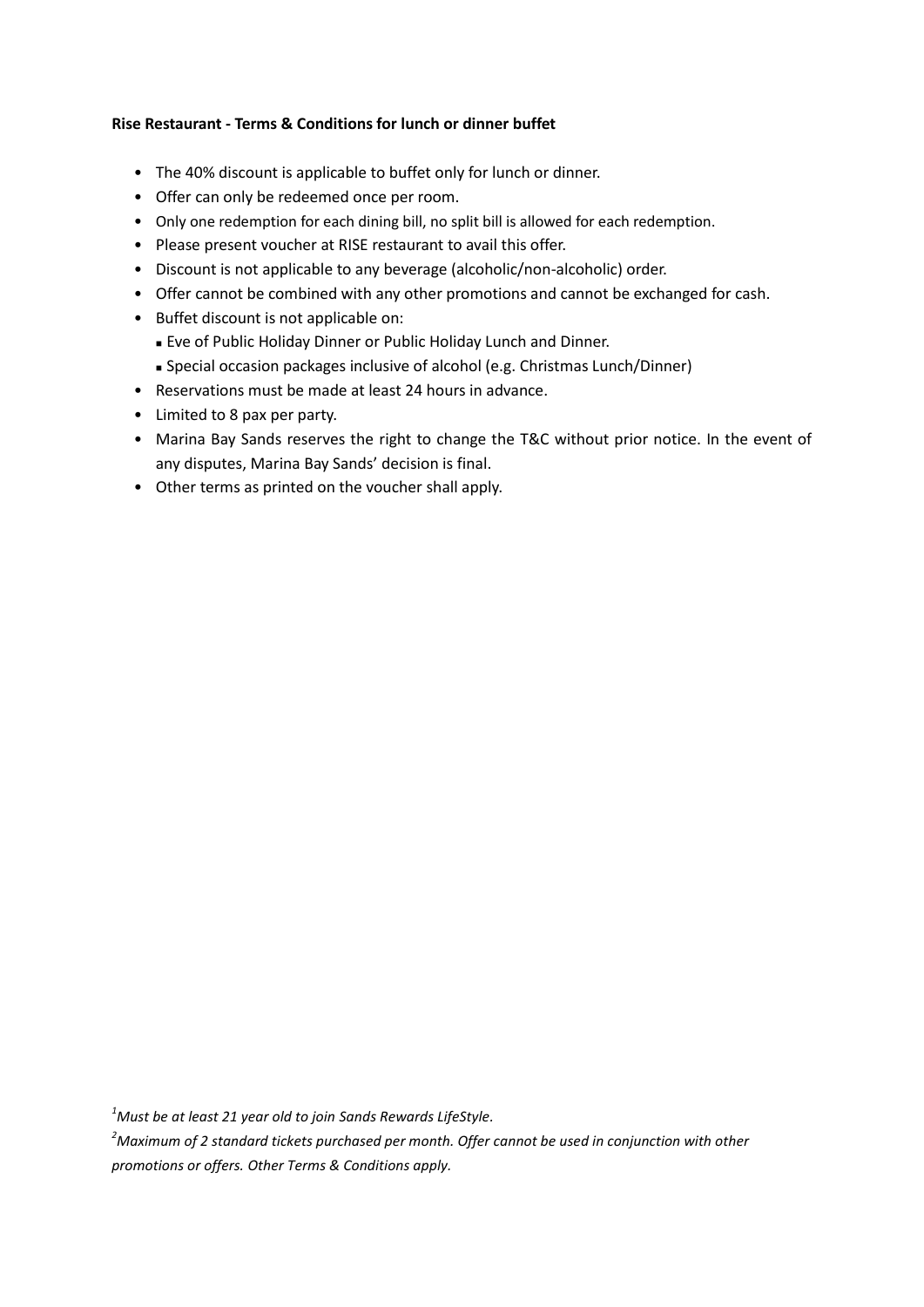**Rise Restaurant - Terms & Conditions for lunch or dinner buffet**

- The 40% discount is applicable to buffet only for lunch or dinner.
- Offer can only be redeemed once per room.
- Only one redemption for each dining bill, no split bill is allowed for each redemption.
- Please present voucher at RISE restaurant to avail this offer.
- Discount is not applicable to any beverage (alcoholic/non-alcoholic) order.
- Offer cannot be combined with any other promotions and cannot be exchanged for cash.
- Buffet discount is not applicable on:
  - Eve of Public Holiday Dinner or Public Holiday Lunch and Dinner.
  - Special occasion packages inclusive of alcohol (e.g. Christmas Lunch/Dinner)
- Reservations must be made at least 24 hours in advance.
- Limited to 8 pax per party.
- Marina Bay Sands reserves the right to change the T&C without prior notice. In the event of any disputes, Marina Bay Sands' decision is final.
- Other terms as printed on the voucher shall apply.

*[1]Must be at least 21 year old to join Sands Rewards LifeStyle.*

*[2]Maximum of 2 standard tickets purchased per month. Offer cannot be used in conjunction with other promotions or offers. Other Terms & Conditions apply.*